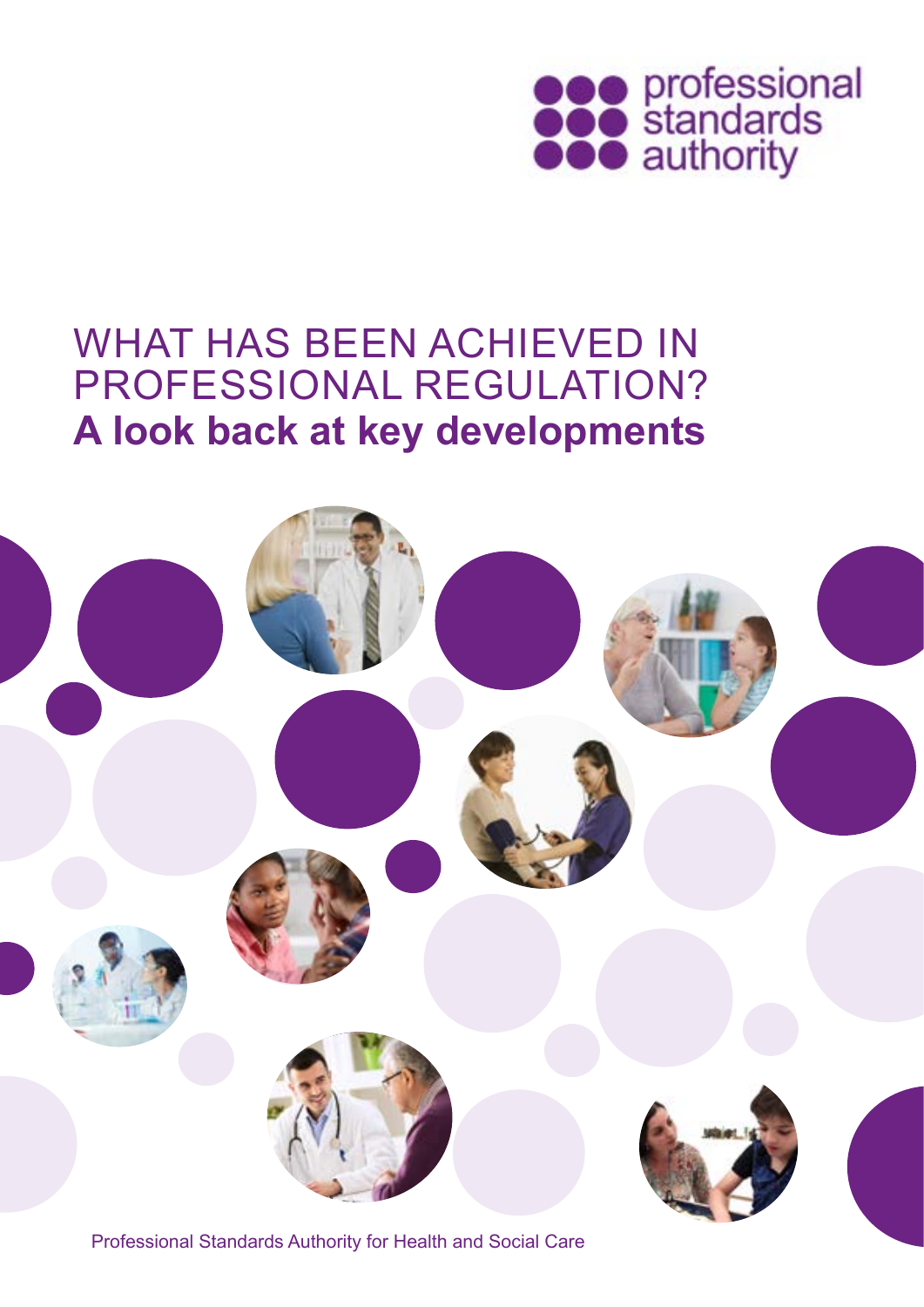professional standards authority

# WHAT HAS BEEN ACHIEVED IN PROFESSIONAL REGULATION?

## **A look back at key developments**

Professional Standards Authority for Health and Social Care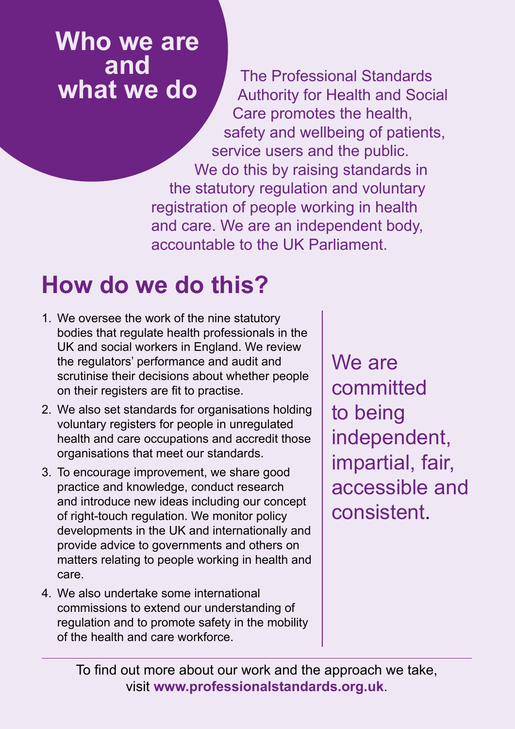# Who we are and what we do

The Professional Standards Authority for Health and Social Care promotes the health, safety and wellbeing of patients, service users and the public. We do this by raising standards in the statutory regulation and voluntary registration of people working in health and care. We are an independent body, accountable to the UK Parliament.

## How do we do this?

1. We oversee the work of the nine statutory bodies that regulate health professionals in the UK and social workers in England. We review the regulators' performance and audit and scrutinise their decisions about whether people on their registers are fit to practise.
2. We also set standards for organisations holding voluntary registers for people in unregulated health and care occupations and accredit those organisations that meet our standards.
3. To encourage improvement, we share good practice and knowledge, conduct research and introduce new ideas including our concept of right-touch regulation. We monitor policy developments in the UK and internationally and provide advice to governments and others on matters relating to people working in health and care.
4. We also undertake some international commissions to extend our understanding of regulation and to promote safety in the mobility of the health and care workforce.

We are committed to being independent, impartial, fair, accessible and consistent.

To find out more about our work and the approach we take, visit **www.professionalstandards.org.uk**.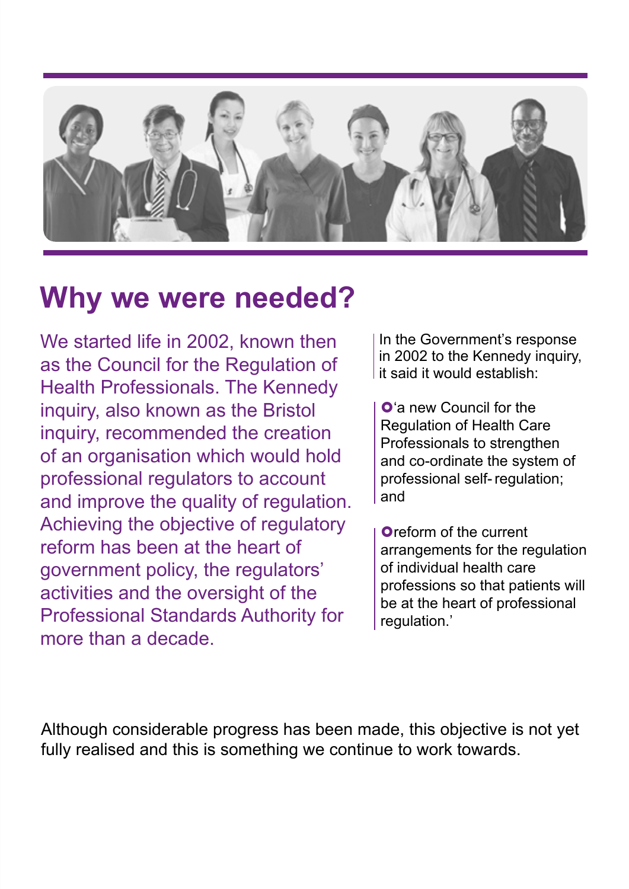# Why we were needed?

We started life in 2002, known then as the Council for the Regulation of Health Professionals. The Kennedy inquiry, also known as the Bristol inquiry, recommended the creation of an organisation which would hold professional regulators to account and improve the quality of regulation. Achieving the objective of regulatory reform has been at the heart of government policy, the regulators' activities and the oversight of the Professional Standards Authority for more than a decade.

In the Government's response in 2002 to the Kennedy inquiry, it said it would establish:

- 'a new Council for the Regulation of Health Care Professionals to strengthen and co-ordinate the system of professional self-regulation; and
- reform of the current arrangements for the regulation of individual health care professions so that patients will be at the heart of professional regulation.'

Although considerable progress has been made, this objective is not yet fully realised and this is something we continue to work towards.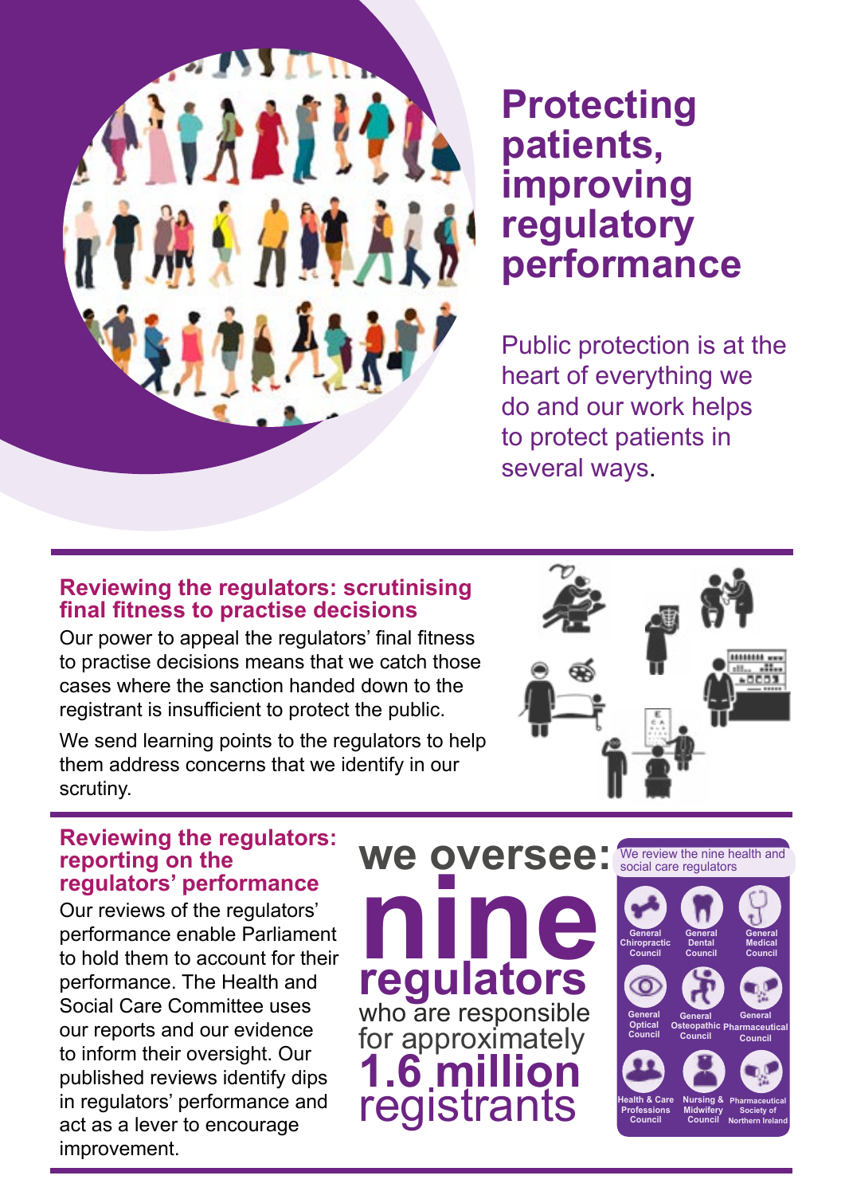# Protecting patients, improving regulatory performance

Public protection is at the heart of everything we do and our work helps to protect patients in several ways.

## Reviewing the regulators: scrutinising final fitness to practise decisions

Our power to appeal the regulators' final fitness to practise decisions means that we catch those cases where the sanction handed down to the registrant is insufficient to protect the public.

We send learning points to the regulators to help them address concerns that we identify in our scrutiny.

## Reviewing the regulators: reporting on the regulators' performance

Our reviews of the regulators' performance enable Parliament to hold them to account for their performance. The Health and Social Care Committee uses our reports and our evidence to inform their oversight. Our published reviews identify dips in regulators' performance and act as a lever to encourage improvement.

**we oversee: nine regulators** who are responsible for approximately **1.6 million** registrants

We review the nine health and social care regulators

- General Chiropractic Council
- General Dental Council
- General Medical Council
- General Optical Council
- General Osteopathic Council
- General Pharmaceutical Council
- Health & Care Professions Council
- Nursing & Midwifery Council
- Pharmaceutical Society of Northern Ireland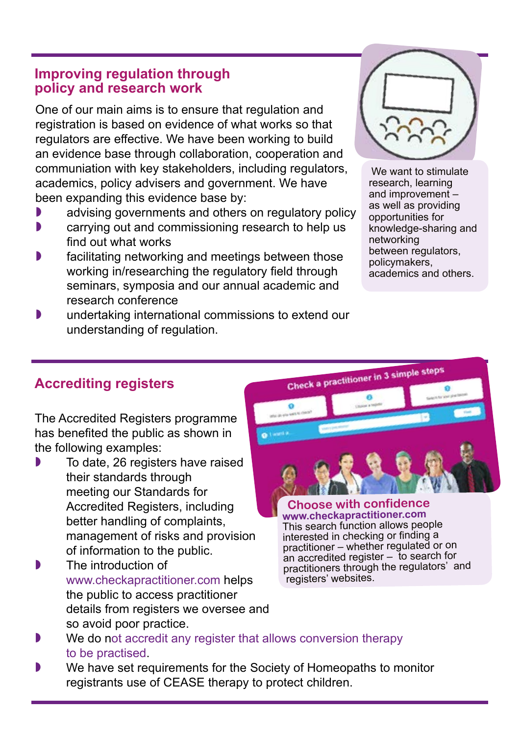## Improving regulation through policy and research work

One of our main aims is to ensure that regulation and registration is based on evidence of what works so that regulators are effective. We have been working to build an evidence base through collaboration, cooperation and communiation with key stakeholders, including regulators, academics, policy advisers and government. We have been expanding this evidence base by:

- advising governments and others on regulatory policy
- carrying out and commissioning research to help us find out what works
- facilitating networking and meetings between those working in/researching the regulatory field through seminars, symposia and our annual academic and research conference
- undertaking international commissions to extend our understanding of regulation.

We want to stimulate research, learning and improvement – as well as providing opportunities for knowledge-sharing and networking between regulators, policymakers, academics and others.

## Accrediting registers

The Accredited Registers programme has benefited the public as shown in the following examples:

- To date, 26 registers have raised their standards through meeting our Standards for Accredited Registers, including better handling of complaints, management of risks and provision of information to the public.
- The introduction of www.checkapractitioner.com helps the public to access practitioner details from registers we oversee and so avoid poor practice.
- We do not accredit any register that allows conversion therapy to be practised.
- We have set requirements for the Society of Homeopaths to monitor registrants use of CEASE therapy to protect children.

**Choose with confidence**

**www.checkapractitioner.com**

This search function allows people interested in checking or finding a practitioner – whether regulated or on an accredited register – to search for practitioners through the regulators' and registers' websites.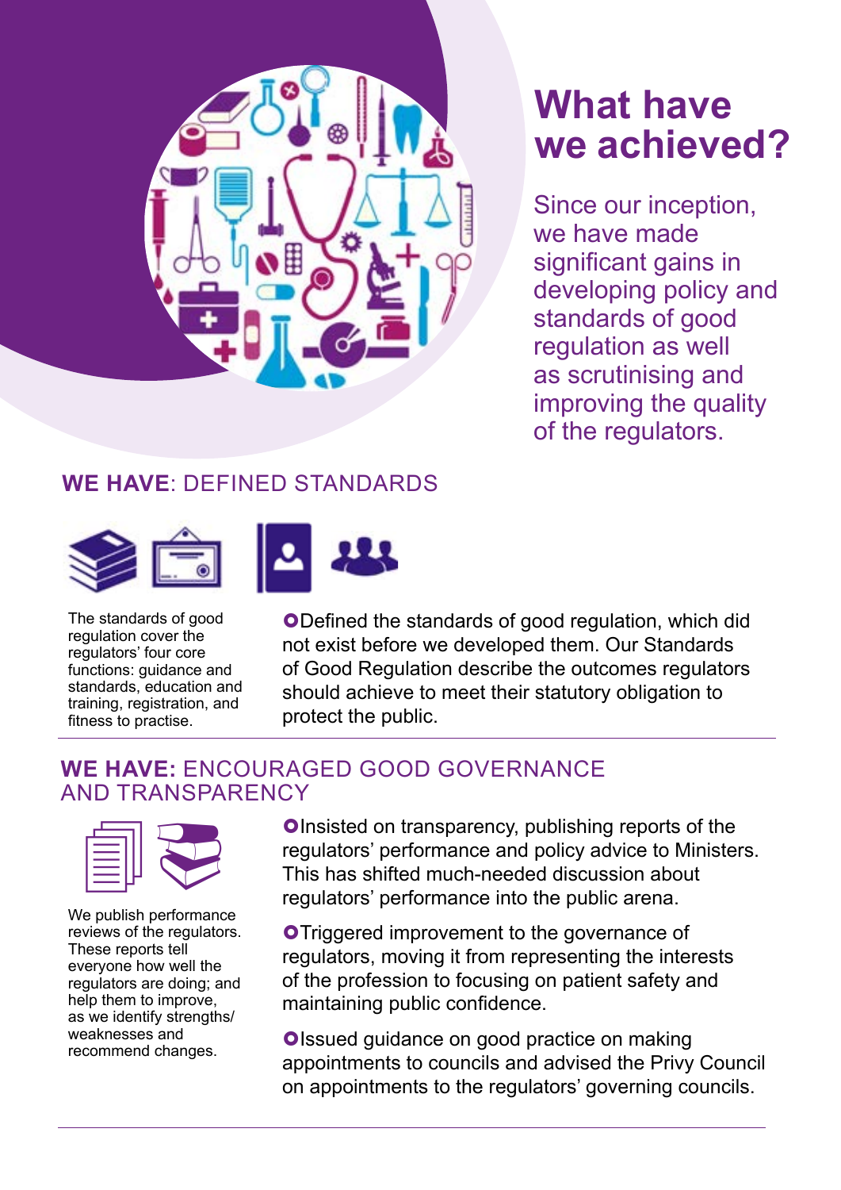# What have we achieved?

Since our inception, we have made significant gains in developing policy and standards of good regulation as well as scrutinising and improving the quality of the regulators.

## **WE HAVE**: DEFINED STANDARDS

The standards of good regulation cover the regulators' four core functions: guidance and standards, education and training, registration, and fitness to practise.

- Defined the standards of good regulation, which did not exist before we developed them. Our Standards of Good Regulation describe the outcomes regulators should achieve to meet their statutory obligation to protect the public.

## **WE HAVE:** ENCOURAGED GOOD GOVERNANCE AND TRANSPARENCY

We publish performance reviews of the regulators. These reports tell everyone how well the regulators are doing; and help them to improve, as we identify strengths/ weaknesses and recommend changes.

- Insisted on transparency, publishing reports of the regulators' performance and policy advice to Ministers. This has shifted much-needed discussion about regulators' performance into the public arena.
- Triggered improvement to the governance of regulators, moving it from representing the interests of the profession to focusing on patient safety and maintaining public confidence.
- Issued guidance on good practice on making appointments to councils and advised the Privy Council on appointments to the regulators' governing councils.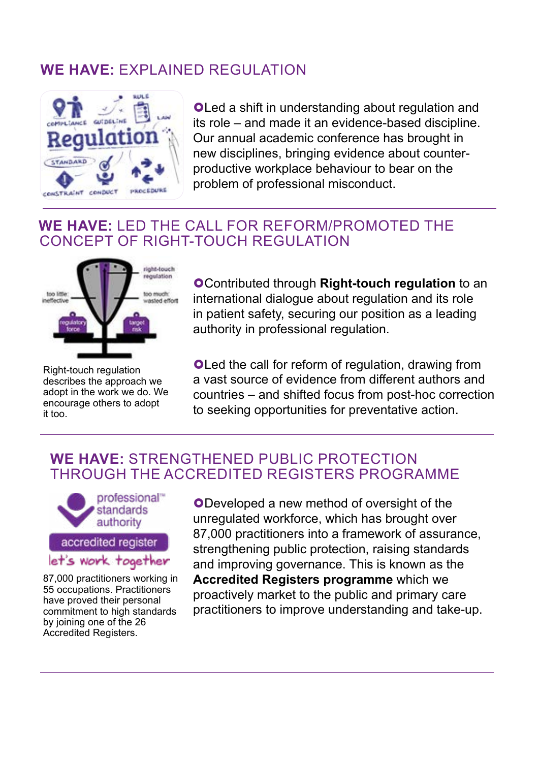## WE HAVE: EXPLAINED REGULATION

- Led a shift in understanding about regulation and its role – and made it an evidence-based discipline. Our annual academic conference has brought in new disciplines, bringing evidence about counter-productive workplace behaviour to bear on the problem of professional misconduct.

## WE HAVE: LED THE CALL FOR REFORM/PROMOTED THE CONCEPT OF RIGHT-TOUCH REGULATION

Right-touch regulation describes the approach we adopt in the work we do. We encourage others to adopt it too.

- Contributed through **Right-touch regulation** to an international dialogue about regulation and its role in patient safety, securing our position as a leading authority in professional regulation.
- Led the call for reform of regulation, drawing from a vast source of evidence from different authors and countries – and shifted focus from post-hoc correction to seeking opportunities for preventative action.

## WE HAVE: STRENGTHENED PUBLIC PROTECTION THROUGH THE ACCREDITED REGISTERS PROGRAMME

87,000 practitioners working in 55 occupations. Practitioners have proved their personal commitment to high standards by joining one of the 26 Accredited Registers.

- Developed a new method of oversight of the unregulated workforce, which has brought over 87,000 practitioners into a framework of assurance, strengthening public protection, raising standards and improving governance. This is known as the **Accredited Registers programme** which we proactively market to the public and primary care practitioners to improve understanding and take-up.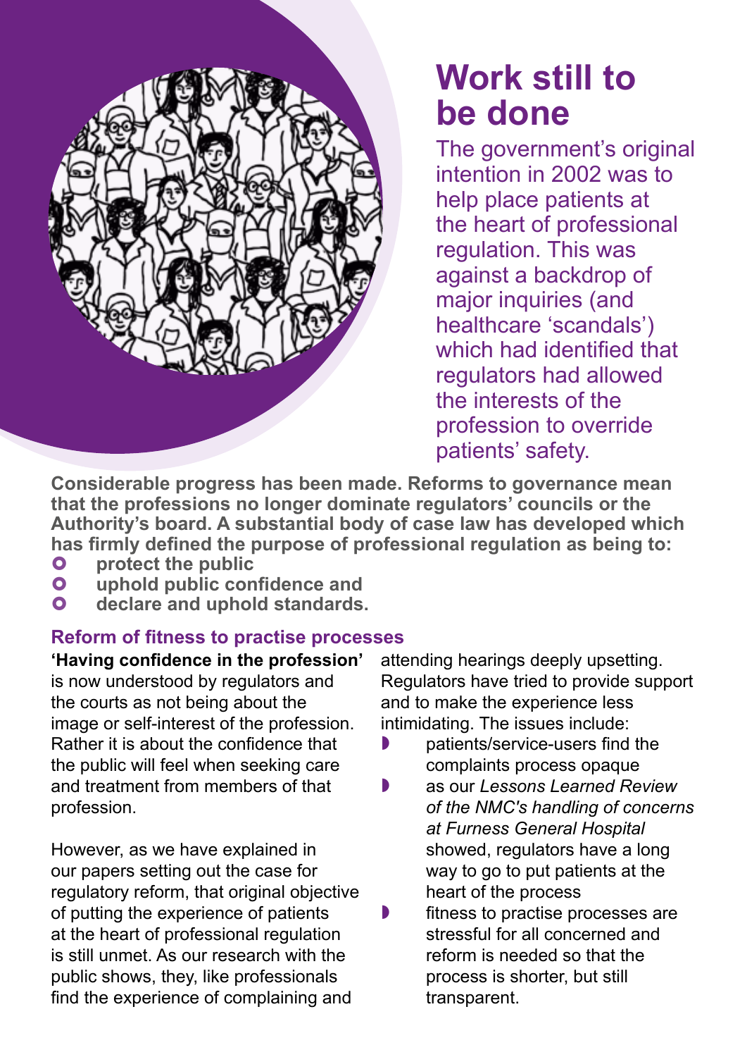# Work still to be done

The government's original intention in 2002 was to help place patients at the heart of professional regulation. This was against a backdrop of major inquiries (and healthcare 'scandals') which had identified that regulators had allowed the interests of the profession to override patients' safety.

**Considerable progress has been made. Reforms to governance mean that the professions no longer dominate regulators' councils or the Authority's board. A substantial body of case law has developed which has firmly defined the purpose of professional regulation as being to:**

- **protect the public**
- **uphold public confidence and**
- **declare and uphold standards.**

## Reform of fitness to practise processes

**'Having confidence in the profession'** is now understood by regulators and the courts as not being about the image or self-interest of the profession. Rather it is about the confidence that the public will feel when seeking care and treatment from members of that profession.

However, as we have explained in our papers setting out the case for regulatory reform, that original objective of putting the experience of patients at the heart of professional regulation is still unmet. As our research with the public shows, they, like professionals find the experience of complaining and attending hearings deeply upsetting. Regulators have tried to provide support and to make the experience less intimidating. The issues include:

- patients/service-users find the complaints process opaque
- as our *Lessons Learned Review of the NMC's handling of concerns at Furness General Hospital* showed, regulators have a long way to go to put patients at the heart of the process
- fitness to practise processes are stressful for all concerned and reform is needed so that the process is shorter, but still transparent.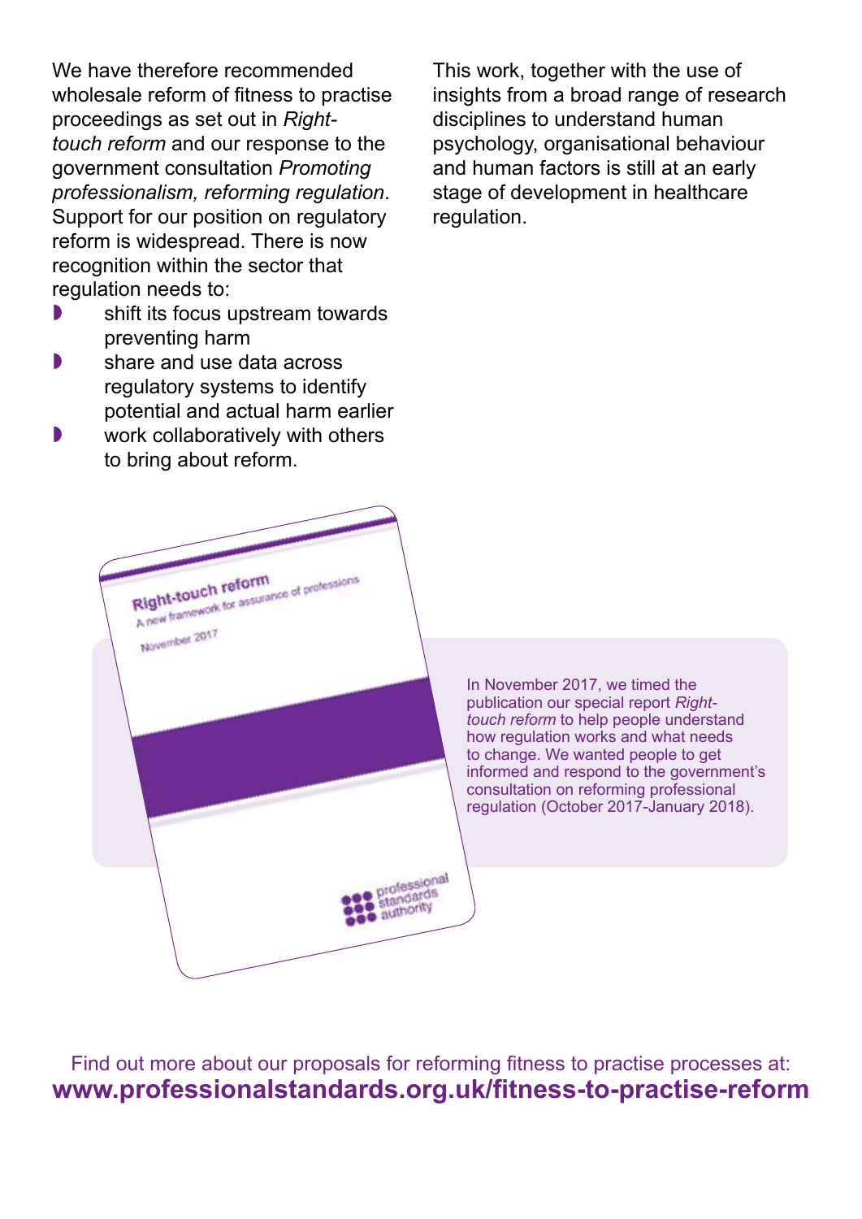We have therefore recommended wholesale reform of fitness to practise proceedings as set out in *Right-touch reform* and our response to the government consultation *Promoting professionalism, reforming regulation*. Support for our position on regulatory reform is widespread. There is now recognition within the sector that regulation needs to:

- shift its focus upstream towards preventing harm
- share and use data across regulatory systems to identify potential and actual harm earlier
- work collaboratively with others to bring about reform.

This work, together with the use of insights from a broad range of research disciplines to understand human psychology, organisational behaviour and human factors is still at an early stage of development in healthcare regulation.

In November 2017, we timed the publication our special report *Right-touch reform* to help people understand how regulation works and what needs to change. We wanted people to get informed and respond to the government's consultation on reforming professional regulation (October 2017-January 2018).

Find out more about our proposals for reforming fitness to practise processes at:
**www.professionalstandards.org.uk/fitness-to-practise-reform**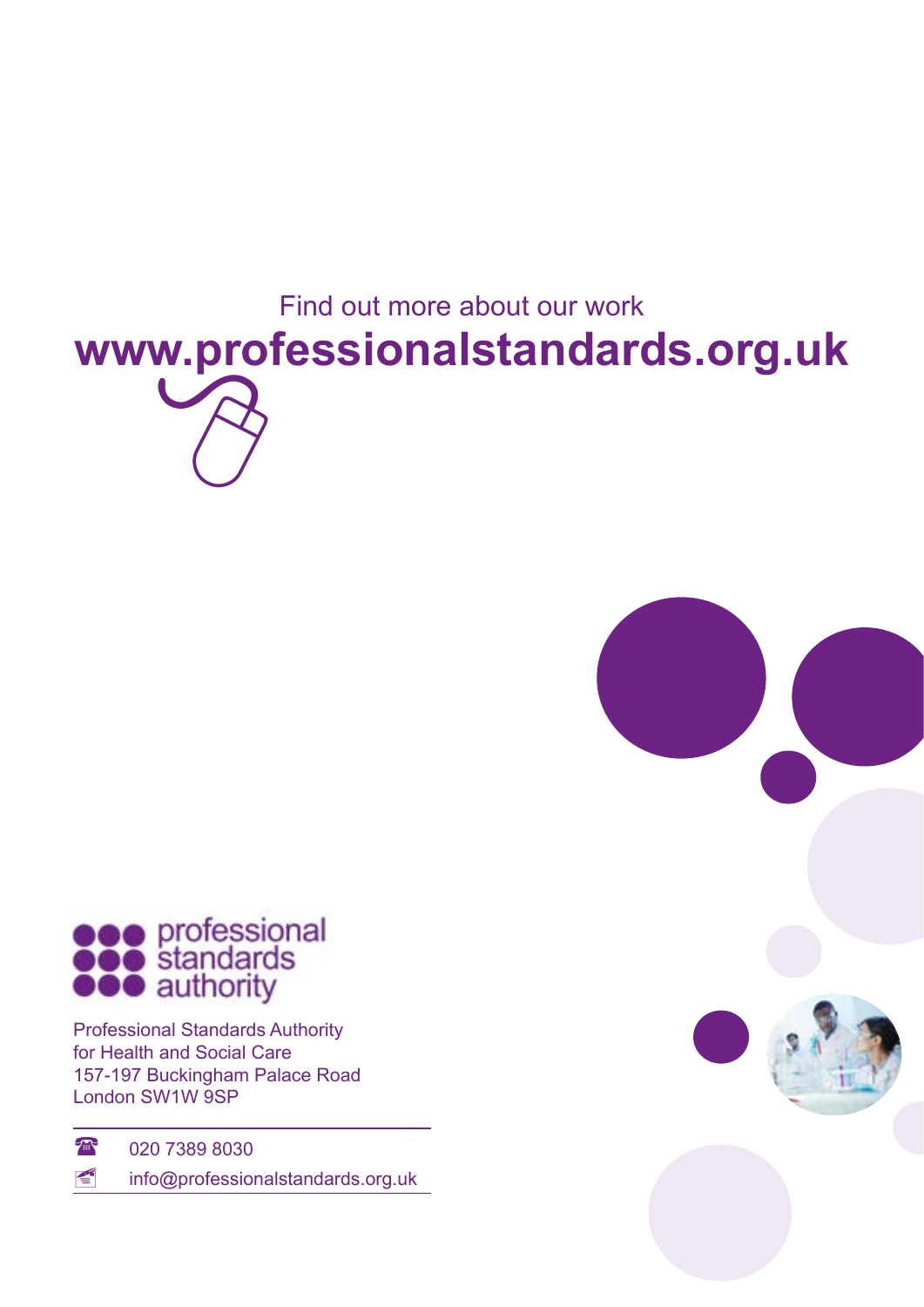Find out more about our work

**www.professionalstandards.org.uk**

professional standards authority

Professional Standards Authority
for Health and Social Care
157-197 Buckingham Palace Road
London SW1W 9SP

020 7389 8030

info@professionalstandards.org.uk